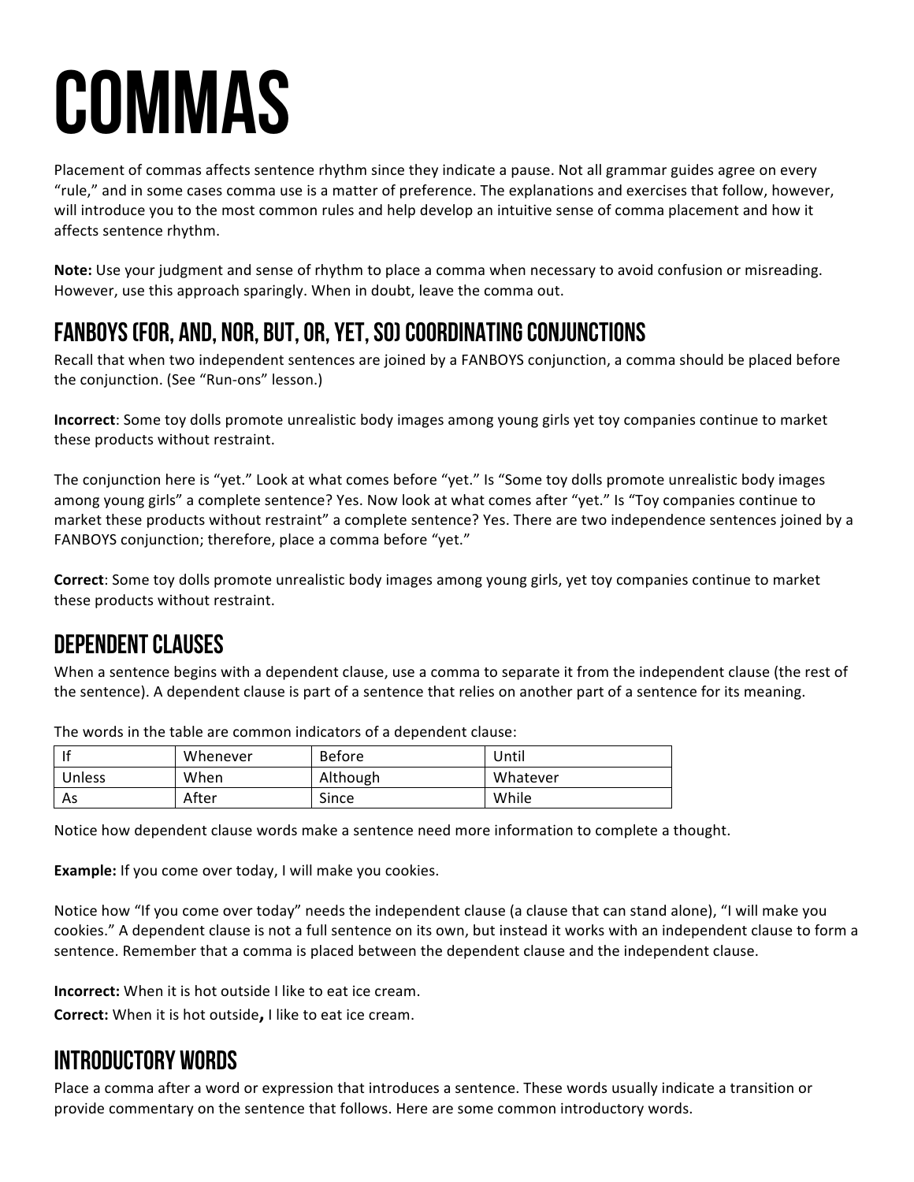# COMMAS

Placement of commas affects sentence rhythm since they indicate a pause. Not all grammar guides agree on every "rule," and in some cases comma use is a matter of preference. The explanations and exercises that follow, however, will introduce you to the most common rules and help develop an intuitive sense of comma placement and how it affects sentence rhythm.

**Note:** Use your judgment and sense of rhythm to place a comma when necessary to avoid confusion or misreading. However, use this approach sparingly. When in doubt, leave the comma out.

## FANBOYS (For, And, Nor, But, Or, Yet, So) Coordinating Conjunctions

Recall that when two independent sentences are joined by a FANBOYS conjunction, a comma should be placed before the conjunction. (See "Run-ons" lesson.)

**Incorrect**: Some toy dolls promote unrealistic body images among young girls yet toy companies continue to market these products without restraint.

The conjunction here is "yet." Look at what comes before "yet." Is "Some toy dolls promote unrealistic body images among young girls" a complete sentence? Yes. Now look at what comes after "yet." Is "Toy companies continue to market these products without restraint" a complete sentence? Yes. There are two independence sentences joined by a FANBOYS conjunction; therefore, place a comma before "yet."

**Correct**: Some toy dolls promote unrealistic body images among young girls, yet toy companies continue to market these products without restraint.

## Dependent Clauses

When a sentence begins with a dependent clause, use a comma to separate it from the independent clause (the rest of the sentence). A dependent clause is part of a sentence that relies on another part of a sentence for its meaning.

The words in the table are common indicators of a dependent clause:

| | | | |
|---|---|---|---|
| If | Whenever | Before | Until |
| Unless | When | Although | Whatever |
| As | After | Since | While |

Notice how dependent clause words make a sentence need more information to complete a thought.

**Example:** If you come over today, I will make you cookies.

Notice how "If you come over today" needs the independent clause (a clause that can stand alone), "I will make you cookies." A dependent clause is not a full sentence on its own, but instead it works with an independent clause to form a sentence. Remember that a comma is placed between the dependent clause and the independent clause.

**Incorrect:** When it is hot outside I like to eat ice cream.

**Correct:** When it is hot outside**,** I like to eat ice cream.

## Introductory Words

Place a comma after a word or expression that introduces a sentence. These words usually indicate a transition or provide commentary on the sentence that follows. Here are some common introductory words.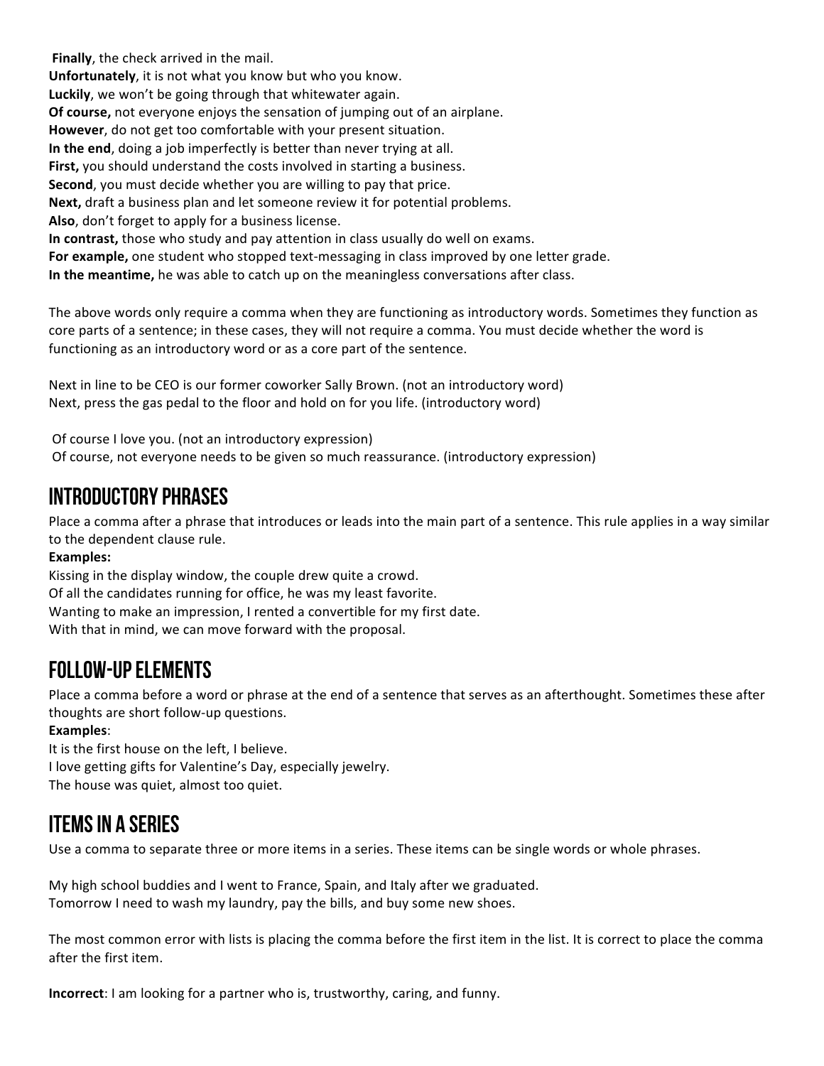**Finally**, the check arrived in the mail.
**Unfortunately**, it is not what you know but who you know.
**Luckily**, we won't be going through that whitewater again.
**Of course,** not everyone enjoys the sensation of jumping out of an airplane.
**However**, do not get too comfortable with your present situation.
**In the end**, doing a job imperfectly is better than never trying at all.
**First,** you should understand the costs involved in starting a business.
**Second**, you must decide whether you are willing to pay that price.
**Next,** draft a business plan and let someone review it for potential problems.
**Also**, don't forget to apply for a business license.
**In contrast,** those who study and pay attention in class usually do well on exams.
**For example,** one student who stopped text-messaging in class improved by one letter grade.
**In the meantime,** he was able to catch up on the meaningless conversations after class.

The above words only require a comma when they are functioning as introductory words. Sometimes they function as core parts of a sentence; in these cases, they will not require a comma. You must decide whether the word is functioning as an introductory word or as a core part of the sentence.

Next in line to be CEO is our former coworker Sally Brown. (not an introductory word)
Next, press the gas pedal to the floor and hold on for you life. (introductory word)

Of course I love you. (not an introductory expression)
Of course, not everyone needs to be given so much reassurance. (introductory expression)

## Introductory Phrases

Place a comma after a phrase that introduces or leads into the main part of a sentence. This rule applies in a way similar to the dependent clause rule.

**Examples:**
Kissing in the display window, the couple drew quite a crowd.
Of all the candidates running for office, he was my least favorite.
Wanting to make an impression, I rented a convertible for my first date.
With that in mind, we can move forward with the proposal.

## Follow-up Elements

Place a comma before a word or phrase at the end of a sentence that serves as an afterthought. Sometimes these after thoughts are short follow-up questions.

**Examples**:
It is the first house on the left, I believe.
I love getting gifts for Valentine's Day, especially jewelry.
The house was quiet, almost too quiet.

## Items in a Series

Use a comma to separate three or more items in a series. These items can be single words or whole phrases.

My high school buddies and I went to France, Spain, and Italy after we graduated.
Tomorrow I need to wash my laundry, pay the bills, and buy some new shoes.

The most common error with lists is placing the comma before the first item in the list. It is correct to place the comma after the first item.

**Incorrect**: I am looking for a partner who is, trustworthy, caring, and funny.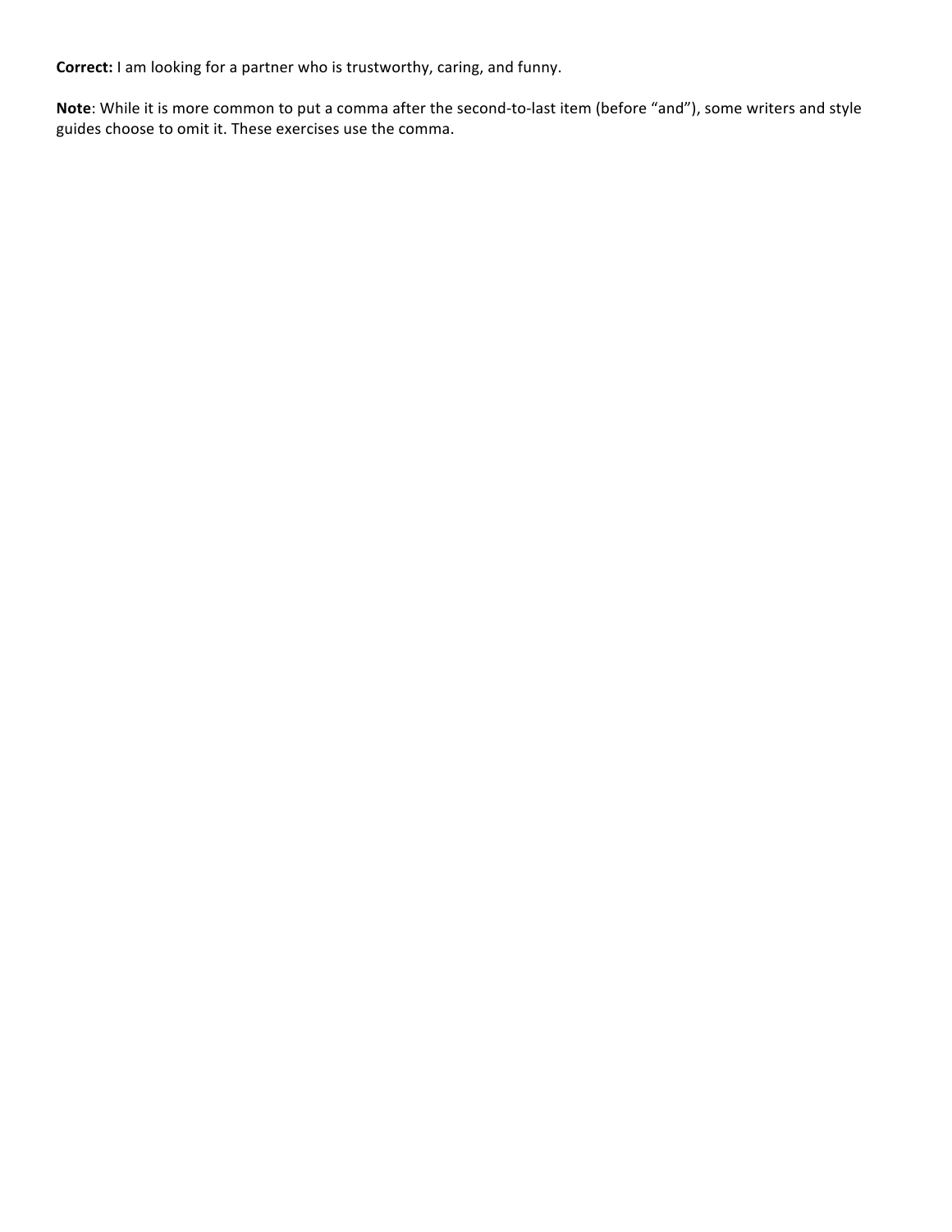**Correct:** I am looking for a partner who is trustworthy, caring, and funny.

**Note**: While it is more common to put a comma after the second-to-last item (before "and"), some writers and style guides choose to omit it. These exercises use the comma.